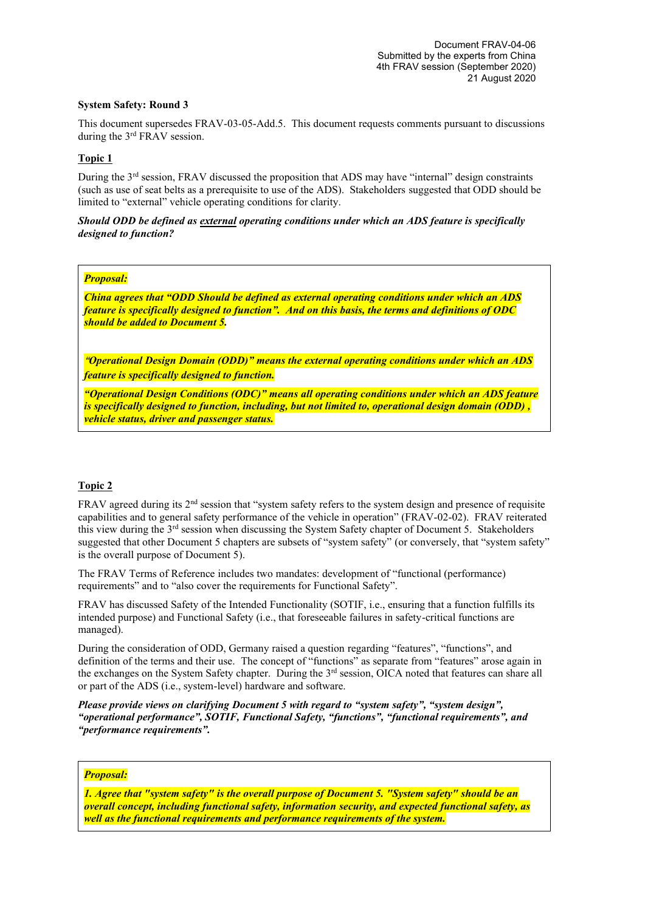Document FRAV-04-06
Submitted by the experts from China
4th FRAV session (September 2020)
21 August 2020

**System Safety: Round 3**

This document supersedes FRAV-03-05-Add.5. This document requests comments pursuant to discussions during the 3rd FRAV session.

**Topic 1**

During the 3rd session, FRAV discussed the proposition that ADS may have "internal" design constraints (such as use of seat belts as a prerequisite to use of the ADS). Stakeholders suggested that ODD should be limited to "external" vehicle operating conditions for clarity.

***Should ODD be defined as external operating conditions under which an ADS feature is specifically designed to function?***

> ***Proposal:***
>
> ***China agrees that "ODD Should be defined as external operating conditions under which an ADS feature is specifically designed to function". And on this basis, the terms and definitions of ODC should be added to Document 5.***
>
> ***"Operational Design Domain (ODD)" means the external operating conditions under which an ADS feature is specifically designed to function.***
>
> ***"Operational Design Conditions (ODC)" means all operating conditions under which an ADS feature is specifically designed to function, including, but not limited to, operational design domain (ODD) , vehicle status, driver and passenger status.***

**Topic 2**

FRAV agreed during its 2nd session that "system safety refers to the system design and presence of requisite capabilities and to general safety performance of the vehicle in operation" (FRAV-02-02). FRAV reiterated this view during the 3rd session when discussing the System Safety chapter of Document 5. Stakeholders suggested that other Document 5 chapters are subsets of "system safety" (or conversely, that "system safety" is the overall purpose of Document 5).

The FRAV Terms of Reference includes two mandates: development of "functional (performance) requirements" and to "also cover the requirements for Functional Safety".

FRAV has discussed Safety of the Intended Functionality (SOTIF, i.e., ensuring that a function fulfills its intended purpose) and Functional Safety (i.e., that foreseeable failures in safety-critical functions are managed).

During the consideration of ODD, Germany raised a question regarding "features", "functions", and definition of the terms and their use. The concept of "functions" as separate from "features" arose again in the exchanges on the System Safety chapter. During the 3rd session, OICA noted that features can share all or part of the ADS (i.e., system-level) hardware and software.

***Please provide views on clarifying Document 5 with regard to "system safety", "system design", "operational performance", SOTIF, Functional Safety, "functions", "functional requirements", and "performance requirements".***

> ***Proposal:***
>
> ***1. Agree that "system safety" is the overall purpose of Document 5. "System safety" should be an overall concept, including functional safety, information security, and expected functional safety, as well as the functional requirements and performance requirements of the system.***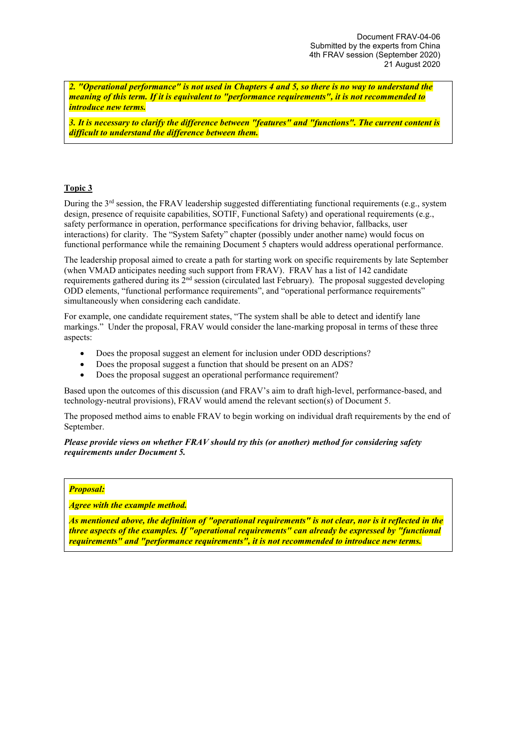Document FRAV-04-06
Submitted by the experts from China
4th FRAV session (September 2020)
21 August 2020

> ***2. "Operational performance" is not used in Chapters 4 and 5, so there is no way to understand the meaning of this term. If it is equivalent to "performance requirements", it is not recommended to introduce new terms.***
>
> ***3. It is necessary to clarify the difference between "features" and "functions". The current content is difficult to understand the difference between them.***

## Topic 3

During the 3rd session, the FRAV leadership suggested differentiating functional requirements (e.g., system design, presence of requisite capabilities, SOTIF, Functional Safety) and operational requirements (e.g., safety performance in operation, performance specifications for driving behavior, fallbacks, user interactions) for clarity. The "System Safety" chapter (possibly under another name) would focus on functional performance while the remaining Document 5 chapters would address operational performance.

The leadership proposal aimed to create a path for starting work on specific requirements by late September (when VMAD anticipates needing such support from FRAV). FRAV has a list of 142 candidate requirements gathered during its 2nd session (circulated last February). The proposal suggested developing ODD elements, "functional performance requirements", and "operational performance requirements" simultaneously when considering each candidate.

For example, one candidate requirement states, "The system shall be able to detect and identify lane markings." Under the proposal, FRAV would consider the lane-marking proposal in terms of these three aspects:

- Does the proposal suggest an element for inclusion under ODD descriptions?
- Does the proposal suggest a function that should be present on an ADS?
- Does the proposal suggest an operational performance requirement?

Based upon the outcomes of this discussion (and FRAV's aim to draft high-level, performance-based, and technology-neutral provisions), FRAV would amend the relevant section(s) of Document 5.

The proposed method aims to enable FRAV to begin working on individual draft requirements by the end of September.

***Please provide views on whether FRAV should try this (or another) method for considering safety requirements under Document 5.***

> ***Proposal:***
>
> ***Agree with the example method.***
>
> ***As mentioned above, the definition of "operational requirements" is not clear, nor is it reflected in the three aspects of the examples. If "operational requirements" can already be expressed by "functional requirements" and "performance requirements", it is not recommended to introduce new terms.***